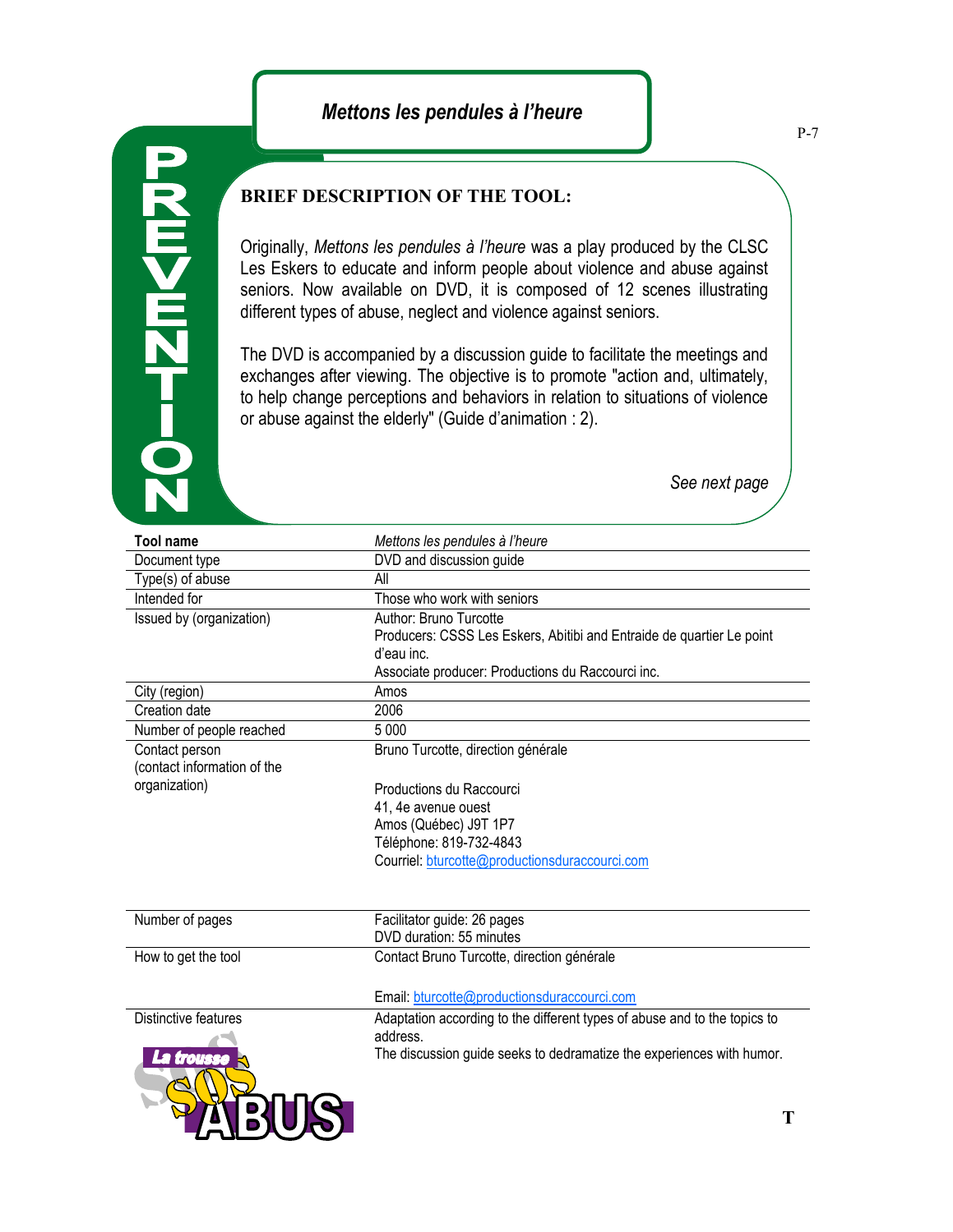# *Mettons les pendules à l'heure*

PREVENTION

## BRIEF DESCRIPTION OF THE TOOL:

Originally, *Mettons les pendules à l'heure* was a play produced by the CLSC Les Eskers to educate and inform people about violence and abuse against seniors. Now available on DVD, it is composed of 12 scenes illustrating different types of abuse, neglect and violence against seniors.

The DVD is accompanied by a discussion guide to facilitate the meetings and exchanges after viewing. The objective is to promote "action and, ultimately, to help change perceptions and behaviors in relation to situations of violence or abuse against the elderly" (Guide d'animation : 2).

*See next page*

| **Tool name** | *Mettons les pendules à l'heure* |
|---|---|
| Document type | DVD and discussion guide |
| Type(s) of abuse | All |
| Intended for | Those who work with seniors |
| Issued by (organization) | Author: Bruno Turcotte<br>Producers: CSSS Les Eskers, Abitibi and Entraide de quartier Le point d'eau inc.<br>Associate producer: Productions du Raccourci inc. |
| City (region) | Amos |
| Creation date | 2006 |
| Number of people reached | 5 000 |
| Contact person (contact information of the organization) | Bruno Turcotte, direction générale<br><br>Productions du Raccourci<br>41, 4e avenue ouest<br>Amos (Québec) J9T 1P7<br>Téléphone: 819-732-4843<br>Courriel: bturcotte@productionsduraccourci.com |
| Number of pages | Facilitator guide: 26 pages<br>DVD duration: 55 minutes |
| How to get the tool | Contact Bruno Turcotte, direction générale<br><br>Email: bturcotte@productionsduraccourci.com |
| Distinctive features | Adaptation according to the different types of abuse and to the topics to address.<br>The discussion guide seeks to dedramatize the experiences with humor. |

La trousse SOS ABUS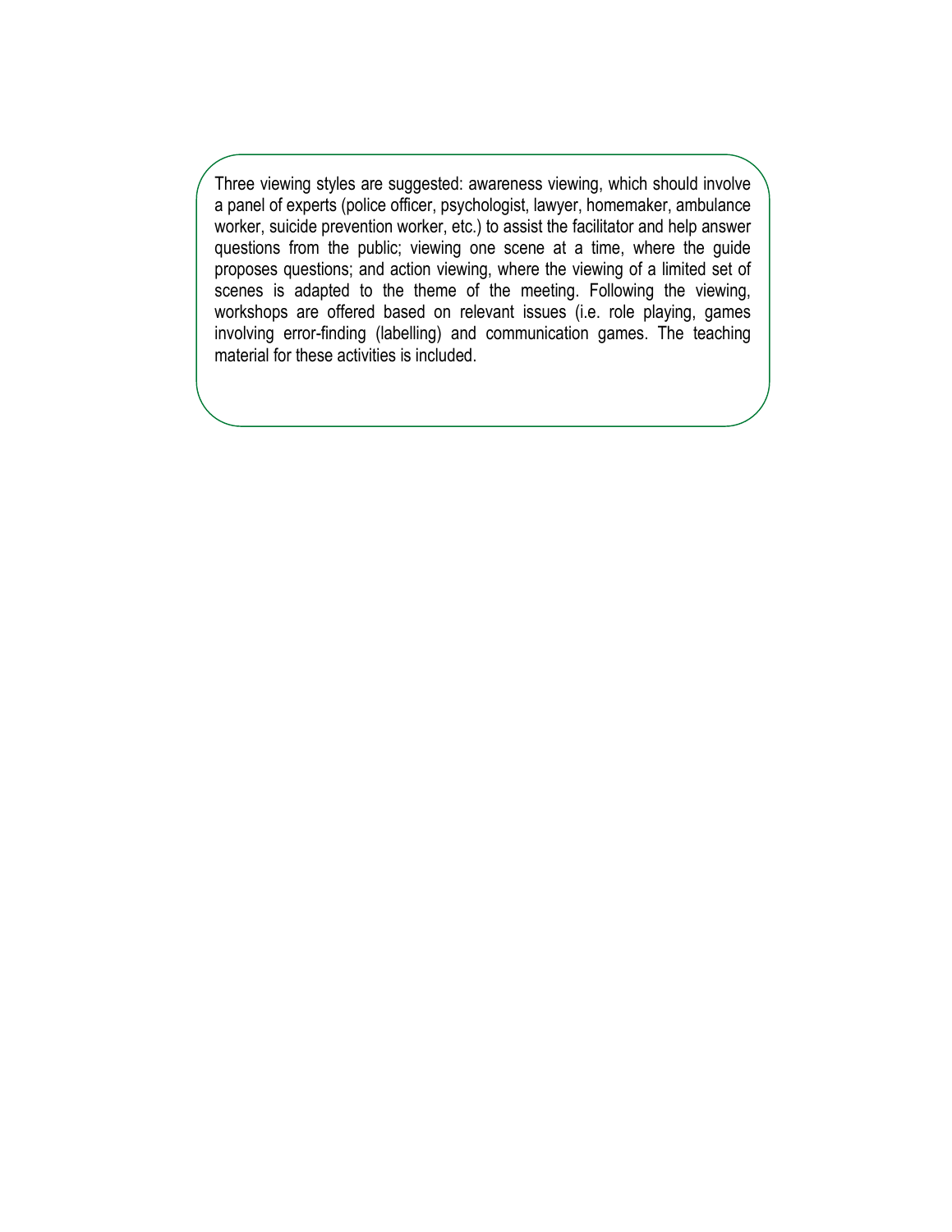Three viewing styles are suggested: awareness viewing, which should involve a panel of experts (police officer, psychologist, lawyer, homemaker, ambulance worker, suicide prevention worker, etc.) to assist the facilitator and help answer questions from the public; viewing one scene at a time, where the guide proposes questions; and action viewing, where the viewing of a limited set of scenes is adapted to the theme of the meeting. Following the viewing, workshops are offered based on relevant issues (i.e. role playing, games involving error-finding (labelling) and communication games. The teaching material for these activities is included.